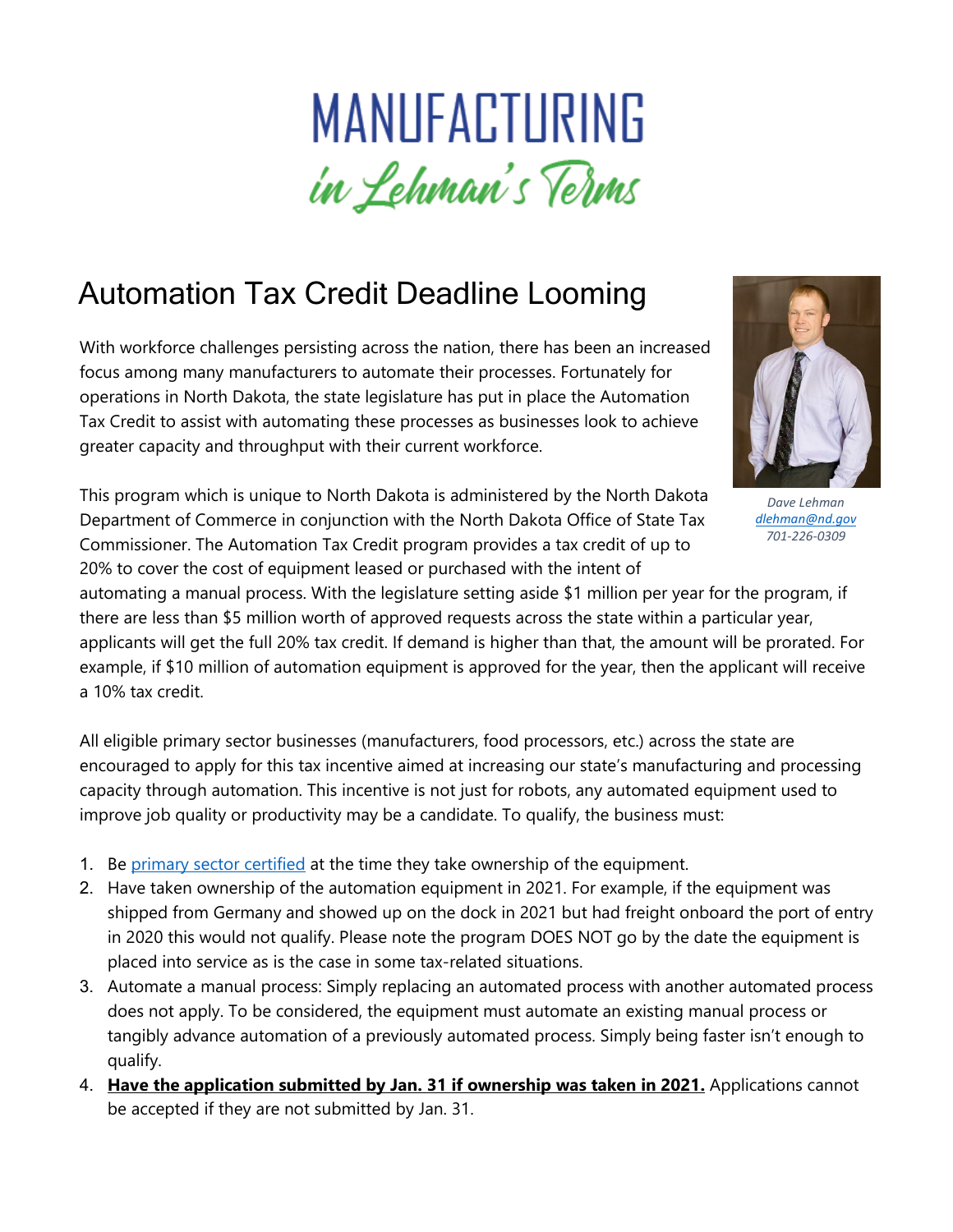# MANUFACTURING

*in Lehman's Terms*

## Automation Tax Credit Deadline Looming

With workforce challenges persisting across the nation, there has been an increased focus among many manufacturers to automate their processes. Fortunately for operations in North Dakota, the state legislature has put in place the Automation Tax Credit to assist with automating these processes as businesses look to achieve greater capacity and throughput with their current workforce.

*Dave Lehman*
*dlehman@nd.gov*
*701-226-0309*

This program which is unique to North Dakota is administered by the North Dakota Department of Commerce in conjunction with the North Dakota Office of State Tax Commissioner. The Automation Tax Credit program provides a tax credit of up to 20% to cover the cost of equipment leased or purchased with the intent of automating a manual process. With the legislature setting aside $1 million per year for the program, if there are less than $5 million worth of approved requests across the state within a particular year, applicants will get the full 20% tax credit. If demand is higher than that, the amount will be prorated. For example, if $10 million of automation equipment is approved for the year, then the applicant will receive a 10% tax credit.

All eligible primary sector businesses (manufacturers, food processors, etc.) across the state are encouraged to apply for this tax incentive aimed at increasing our state's manufacturing and processing capacity through automation. This incentive is not just for robots, any automated equipment used to improve job quality or productivity may be a candidate. To qualify, the business must:

1. Be primary sector certified at the time they take ownership of the equipment.
2. Have taken ownership of the automation equipment in 2021. For example, if the equipment was shipped from Germany and showed up on the dock in 2021 but had freight onboard the port of entry in 2020 this would not qualify. Please note the program DOES NOT go by the date the equipment is placed into service as is the case in some tax-related situations.
3. Automate a manual process: Simply replacing an automated process with another automated process does not apply. To be considered, the equipment must automate an existing manual process or tangibly advance automation of a previously automated process. Simply being faster isn't enough to qualify.
4. **Have the application submitted by Jan. 31 if ownership was taken in 2021.** Applications cannot be accepted if they are not submitted by Jan. 31.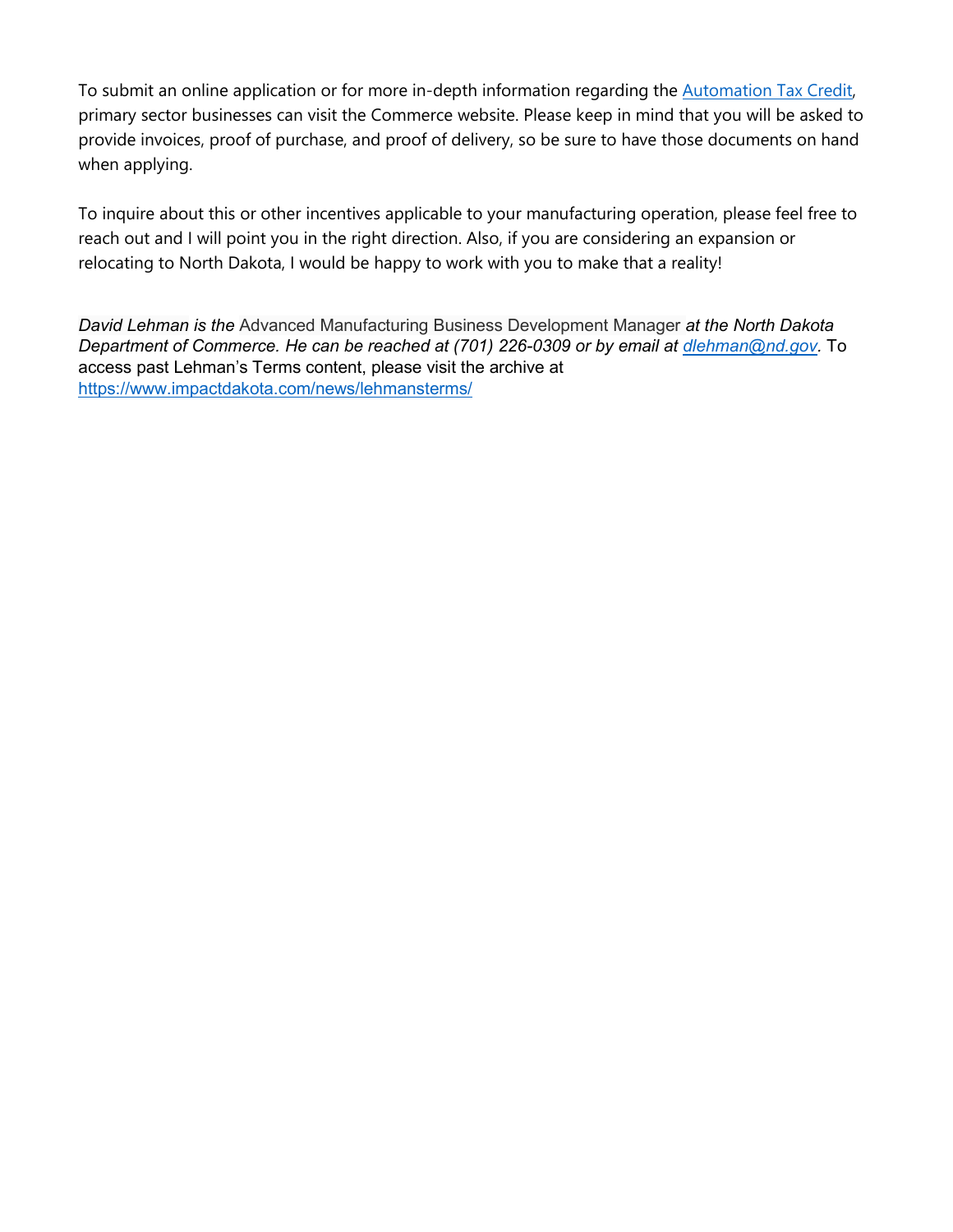To submit an online application or for more in-depth information regarding the [Automation Tax Credit](), primary sector businesses can visit the Commerce website. Please keep in mind that you will be asked to provide invoices, proof of purchase, and proof of delivery, so be sure to have those documents on hand when applying.

To inquire about this or other incentives applicable to your manufacturing operation, please feel free to reach out and I will point you in the right direction. Also, if you are considering an expansion or relocating to North Dakota, I would be happy to work with you to make that a reality!

*David Lehman is the* Advanced Manufacturing Business Development Manager *at the North Dakota Department of Commerce. He can be reached at (701) 226-0309 or by email at [dlehman@nd.gov](mailto:dlehman@nd.gov).* To access past Lehman's Terms content, please visit the archive at [https://www.impactdakota.com/news/lehmansterms/](https://www.impactdakota.com/news/lehmansterms/)